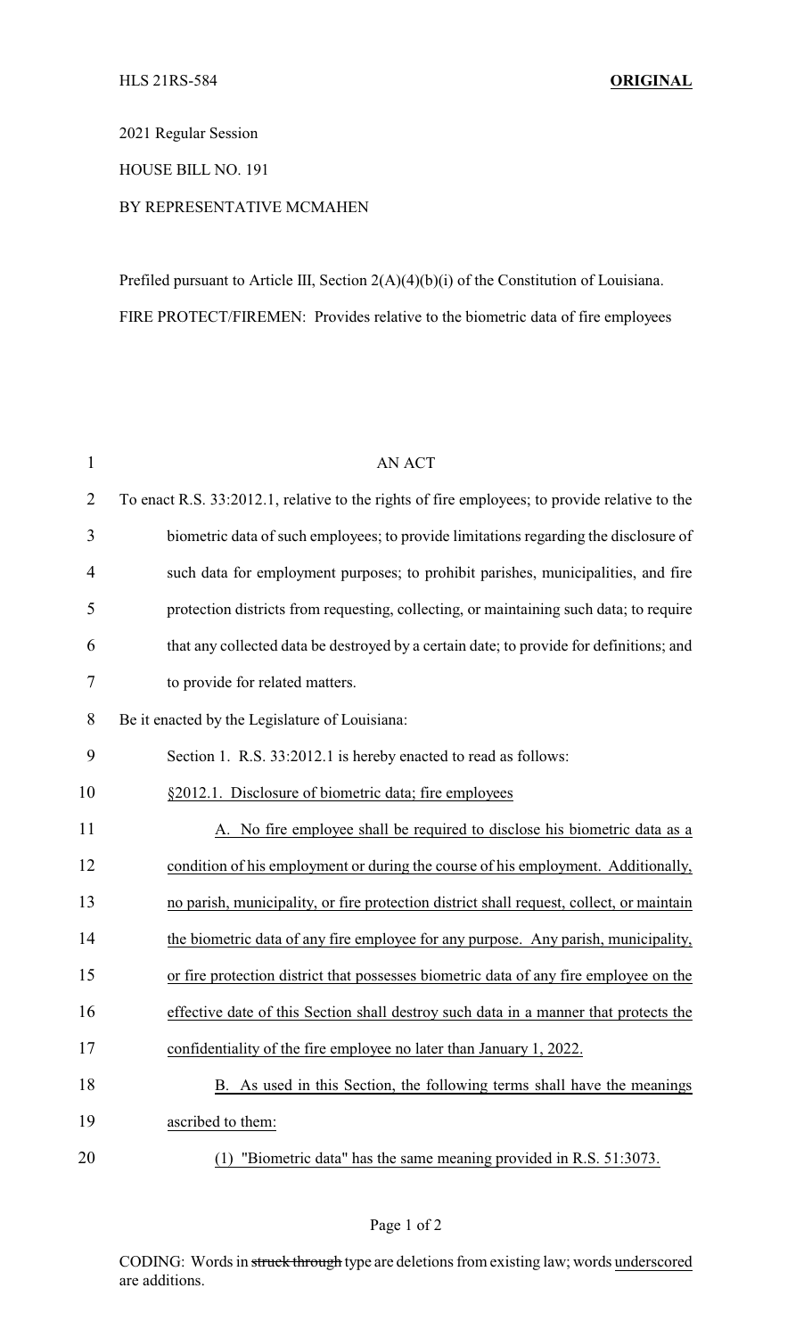HLS 21RS-584 **ORIGINAL**

2021 Regular Session

HOUSE BILL NO. 191

BY REPRESENTATIVE MCMAHEN

Prefiled pursuant to Article III, Section 2(A)(4)(b)(i) of the Constitution of Louisiana.

FIRE PROTECT/FIREMEN: Provides relative to the biometric data of fire employees

AN ACT

To enact R.S. 33:2012.1, relative to the rights of fire employees; to provide relative to the biometric data of such employees; to provide limitations regarding the disclosure of such data for employment purposes; to prohibit parishes, municipalities, and fire protection districts from requesting, collecting, or maintaining such data; to require that any collected data be destroyed by a certain date; to provide for definitions; and to provide for related matters.

Be it enacted by the Legislature of Louisiana:

Section 1. R.S. 33:2012.1 is hereby enacted to read as follows:

<u>§2012.1. Disclosure of biometric data; fire employees</u>

<u>A. No fire employee shall be required to disclose his biometric data as a condition of his employment or during the course of his employment. Additionally, no parish, municipality, or fire protection district shall request, collect, or maintain the biometric data of any fire employee for any purpose. Any parish, municipality, or fire protection district that possesses biometric data of any fire employee on the effective date of this Section shall destroy such data in a manner that protects the confidentiality of the fire employee no later than January 1, 2022.</u>

<u>B. As used in this Section, the following terms shall have the meanings ascribed to them:</u>

<u>(1) "Biometric data" has the same meaning provided in R.S. 51:3073.</u>

CODING: Words in ~~struck through~~ type are deletions from existing law; words <u>underscored</u> are additions.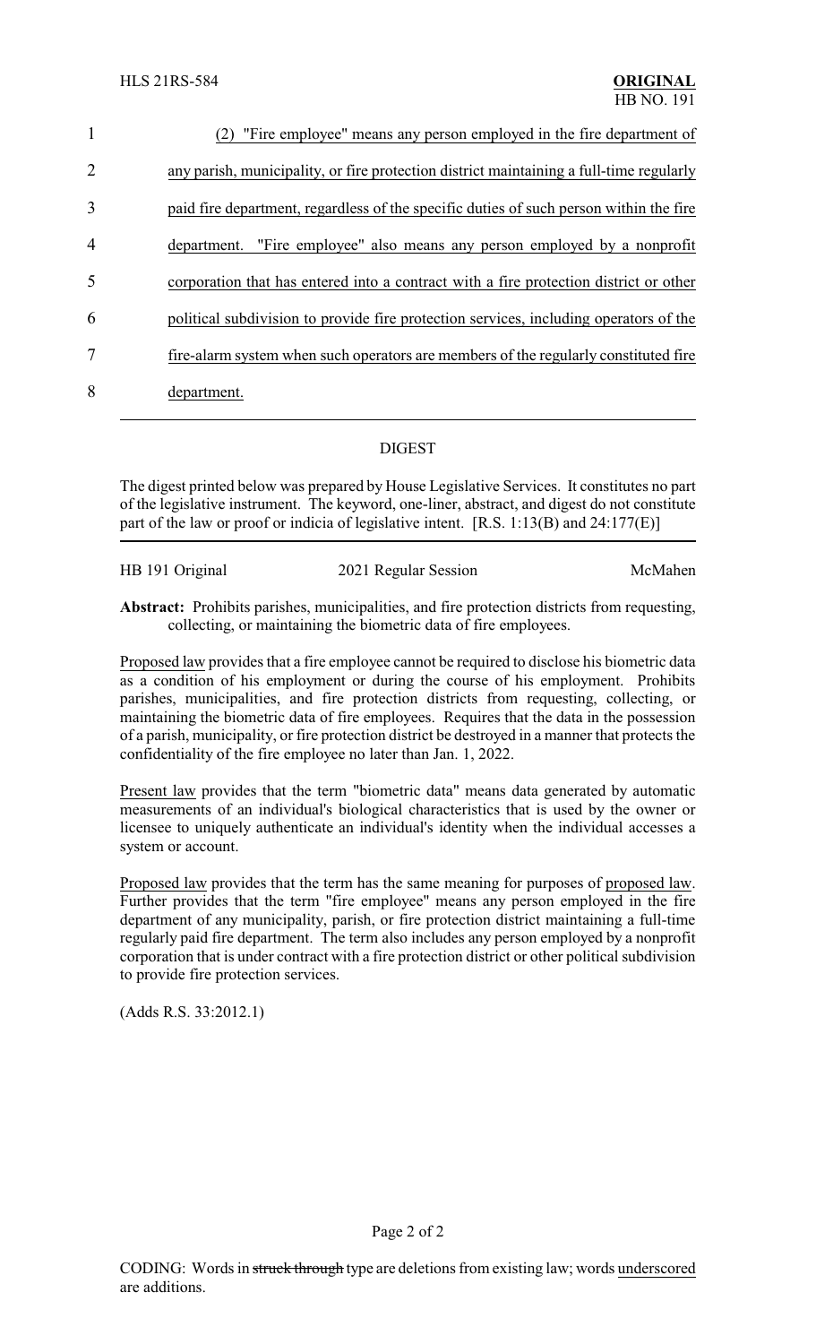1 (2) "Fire employee" means any person employed in the fire department of
2 any parish, municipality, or fire protection district maintaining a full-time regularly
3 paid fire department, regardless of the specific duties of such person within the fire
4 department. "Fire employee" also means any person employed by a nonprofit
5 corporation that has entered into a contract with a fire protection district or other
6 political subdivision to provide fire protection services, including operators of the
7 fire-alarm system when such operators are members of the regularly constituted fire
8 department.

## DIGEST

The digest printed below was prepared by House Legislative Services. It constitutes no part of the legislative instrument. The keyword, one-liner, abstract, and digest do not constitute part of the law or proof or indicia of legislative intent. [R.S. 1:13(B) and 24:177(E)]

HB 191 Original    2021 Regular Session    McMahen

**Abstract:** Prohibits parishes, municipalities, and fire protection districts from requesting, collecting, or maintaining the biometric data of fire employees.

Proposed law provides that a fire employee cannot be required to disclose his biometric data as a condition of his employment or during the course of his employment. Prohibits parishes, municipalities, and fire protection districts from requesting, collecting, or maintaining the biometric data of fire employees. Requires that the data in the possession of a parish, municipality, or fire protection district be destroyed in a manner that protects the confidentiality of the fire employee no later than Jan. 1, 2022.

Present law provides that the term "biometric data" means data generated by automatic measurements of an individual's biological characteristics that is used by the owner or licensee to uniquely authenticate an individual's identity when the individual accesses a system or account.

Proposed law provides that the term has the same meaning for purposes of proposed law. Further provides that the term "fire employee" means any person employed in the fire department of any municipality, parish, or fire protection district maintaining a full-time regularly paid fire department. The term also includes any person employed by a nonprofit corporation that is under contract with a fire protection district or other political subdivision to provide fire protection services.

(Adds R.S. 33:2012.1)

CODING: Words in ~~struck through~~ type are deletions from existing law; words underscored are additions.